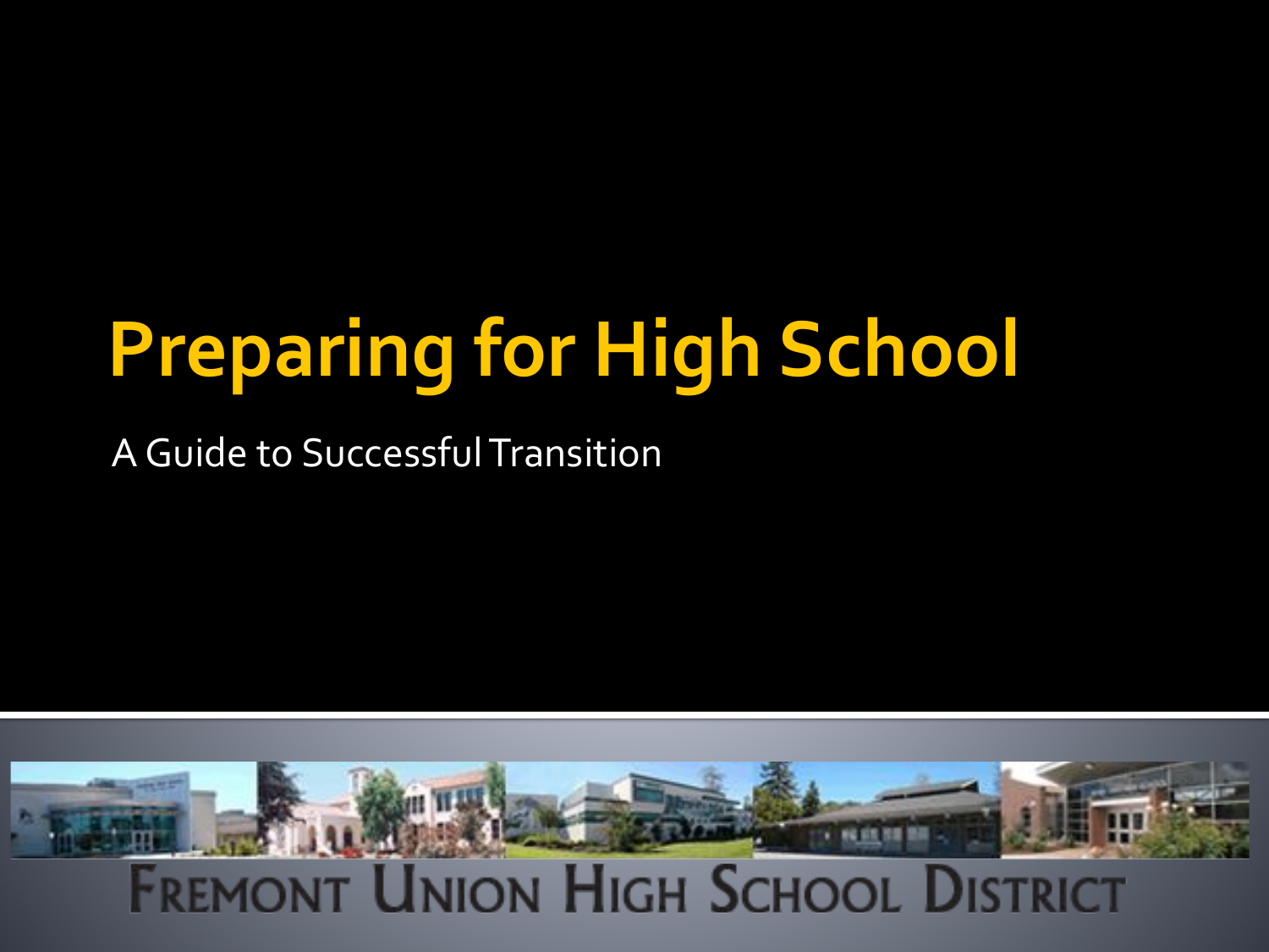# Preparing for High School

A Guide to Successful Transition

FREMONT UNION HIGH SCHOOL DISTRICT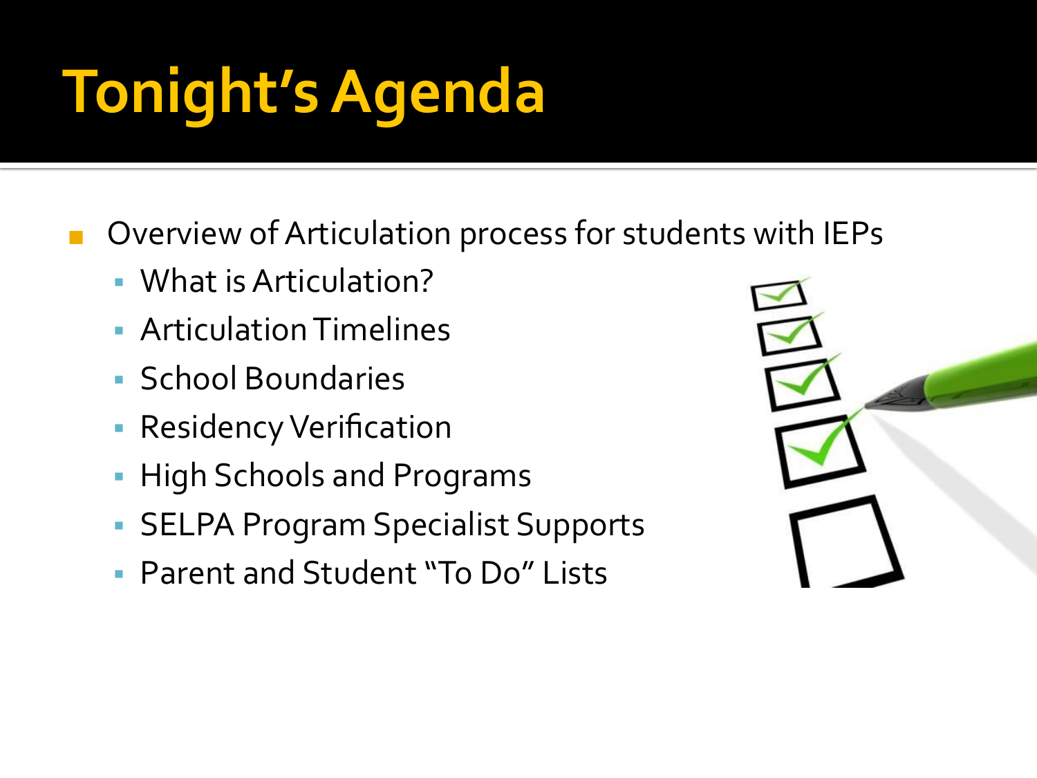# Tonight's Agenda

- Overview of Articulation process for students with IEPs
  - What is Articulation?
  - Articulation Timelines
  - School Boundaries
  - Residency Verification
  - High Schools and Programs
  - SELPA Program Specialist Supports
  - Parent and Student "To Do" Lists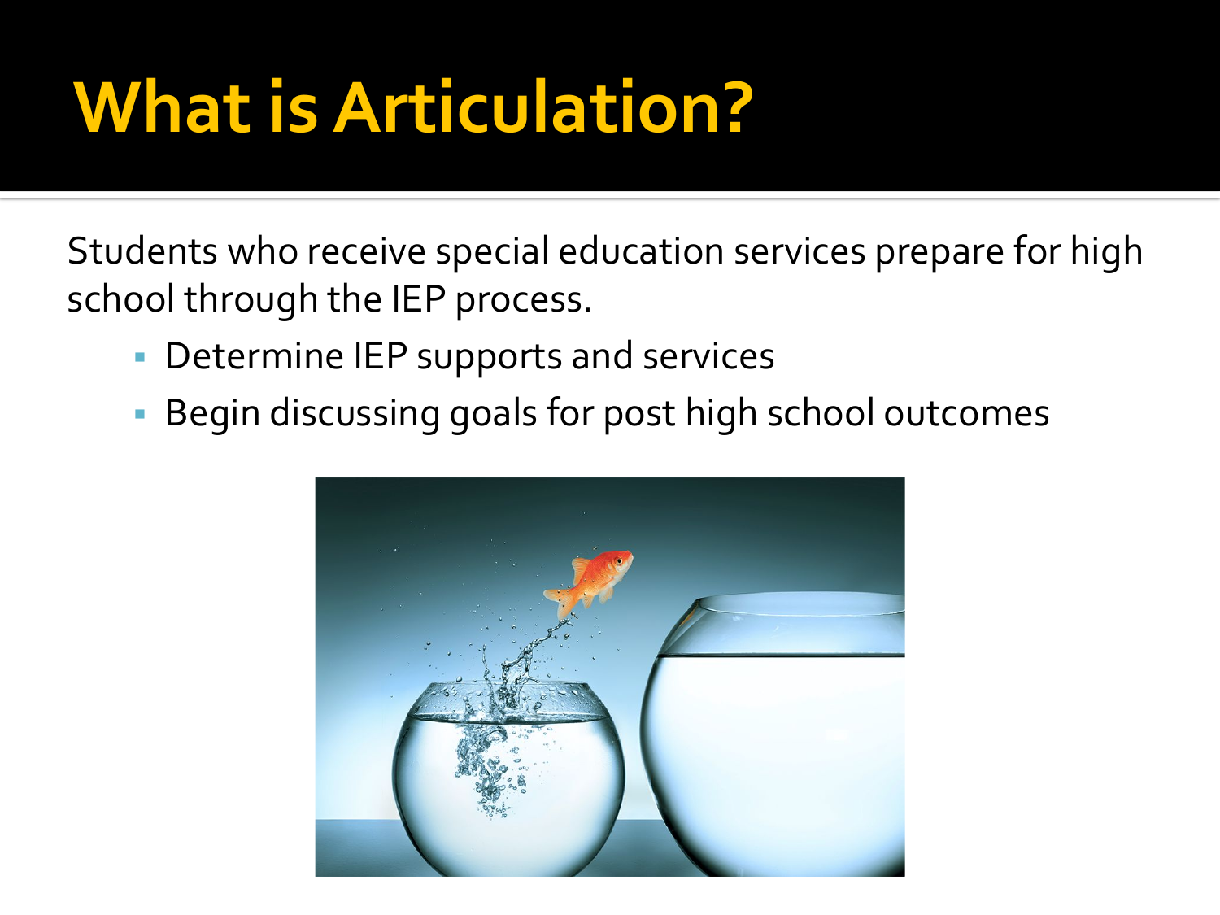# What is Articulation?

Students who receive special education services prepare for high school through the IEP process.

- Determine IEP supports and services
- Begin discussing goals for post high school outcomes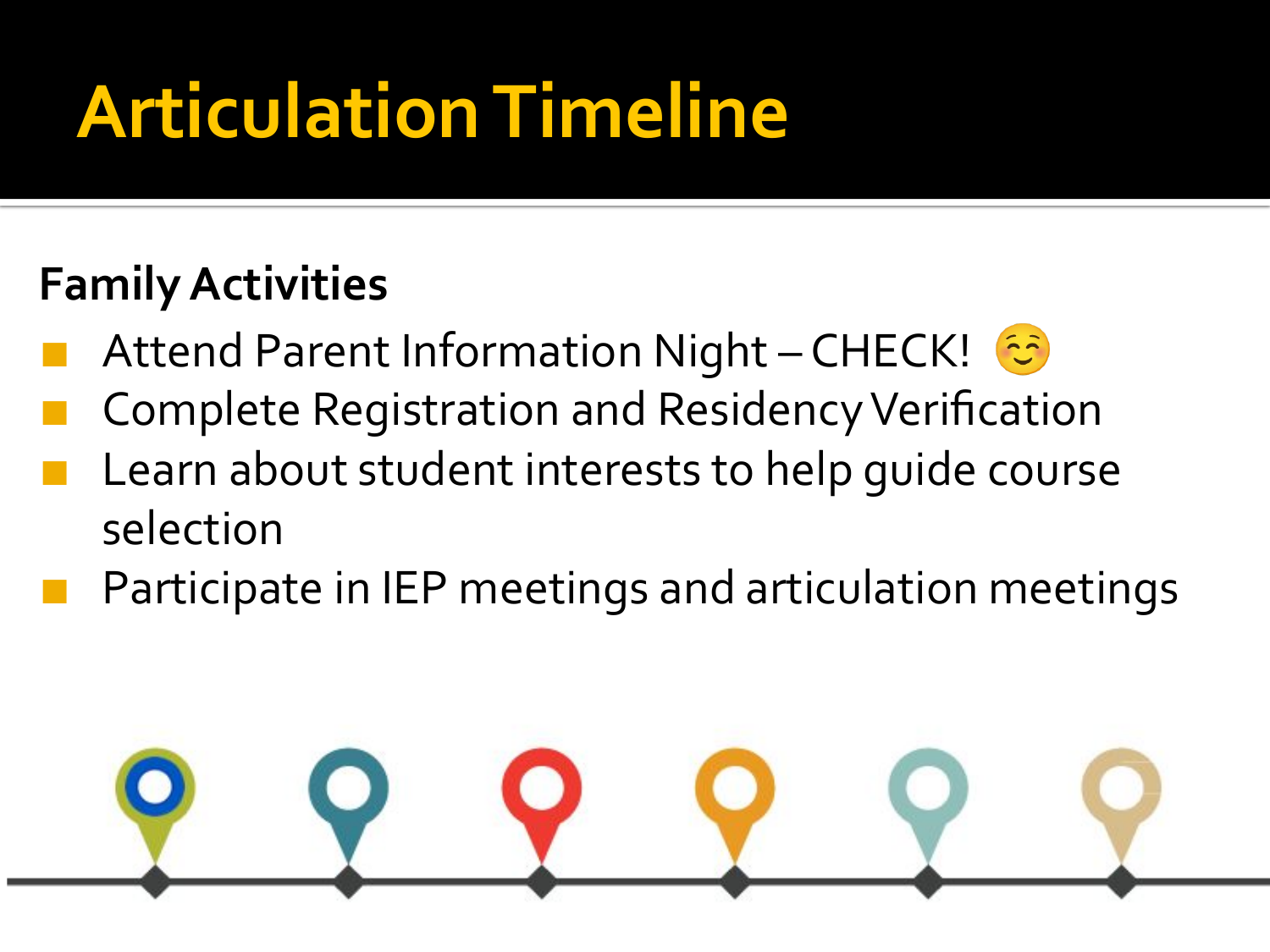# Articulation Timeline

**Family Activities**

- Attend Parent Information Night – CHECK! ☺️
- Complete Registration and Residency Verification
- Learn about student interests to help guide course selection
- Participate in IEP meetings and articulation meetings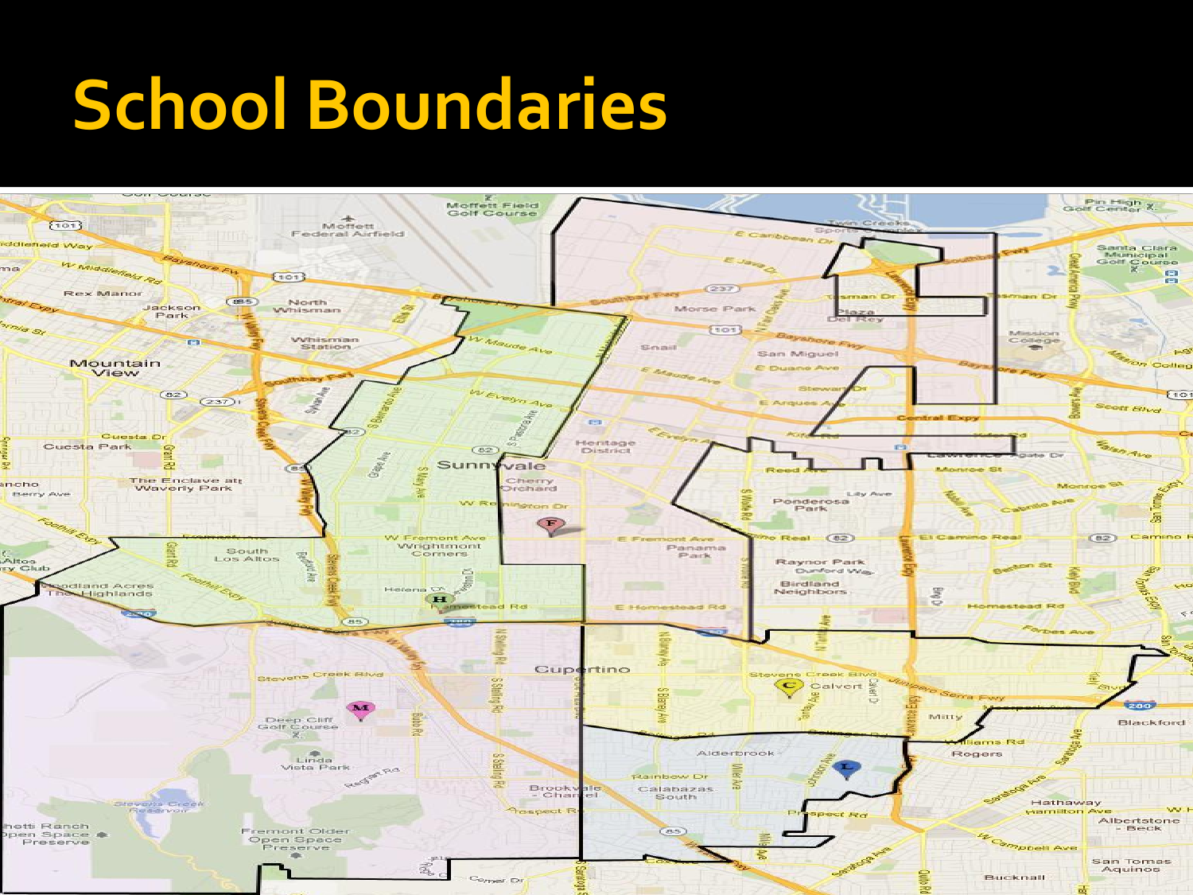# School Boundaries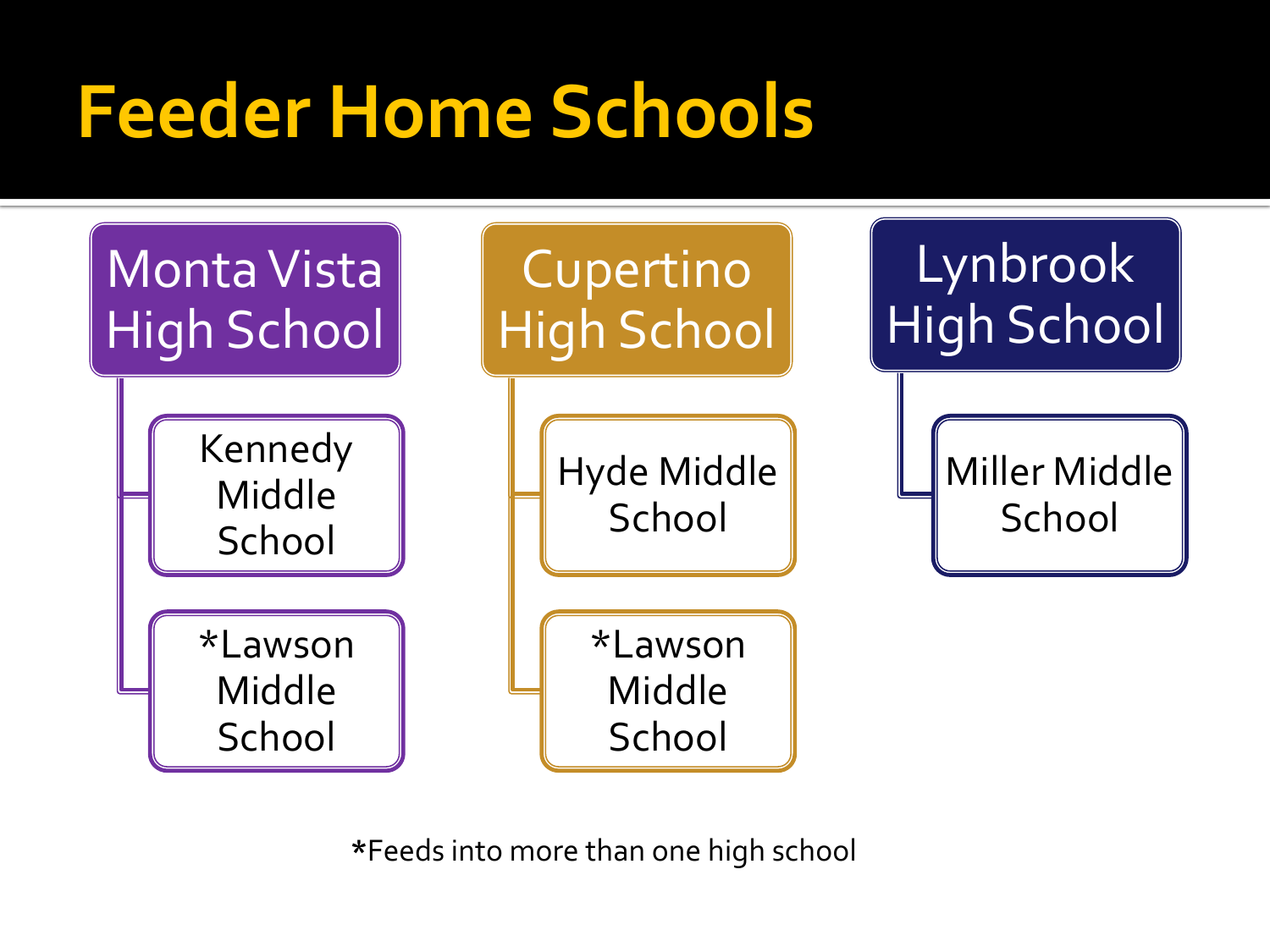# Feeder Home Schools

## Monta Vista High School

- Kennedy Middle School
- *Lawson Middle School

## Cupertino High School

- Hyde Middle School
- *Lawson Middle School

## Lynbrook High School

- Miller Middle School

*Feeds into more than one high school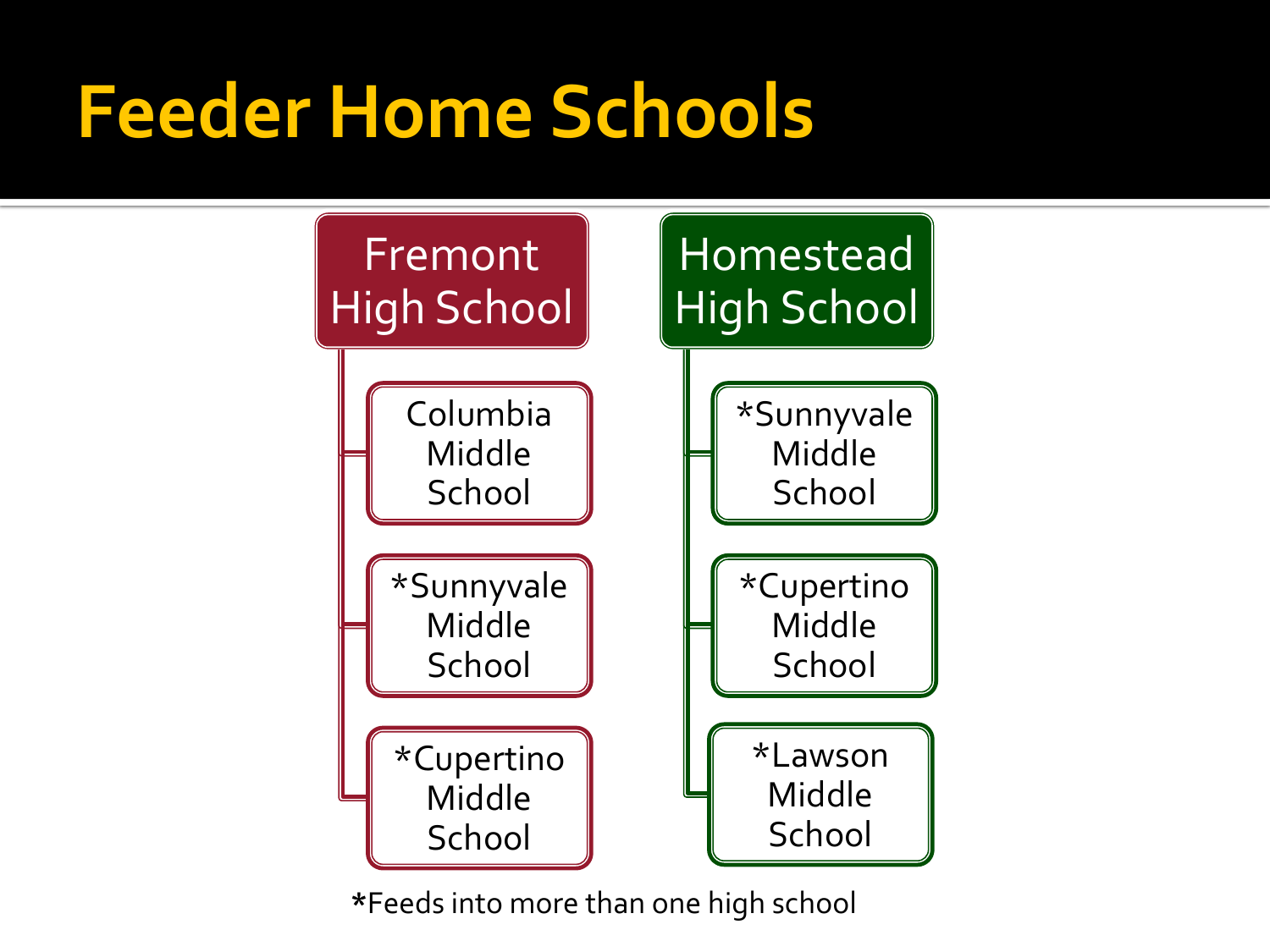# Feeder Home Schools

## Fremont High School

- Columbia Middle School
- *Sunnyvale Middle School
- *Cupertino Middle School

## Homestead High School

- *Sunnyvale Middle School
- *Cupertino Middle School
- *Lawson Middle School

*Feeds into more than one high school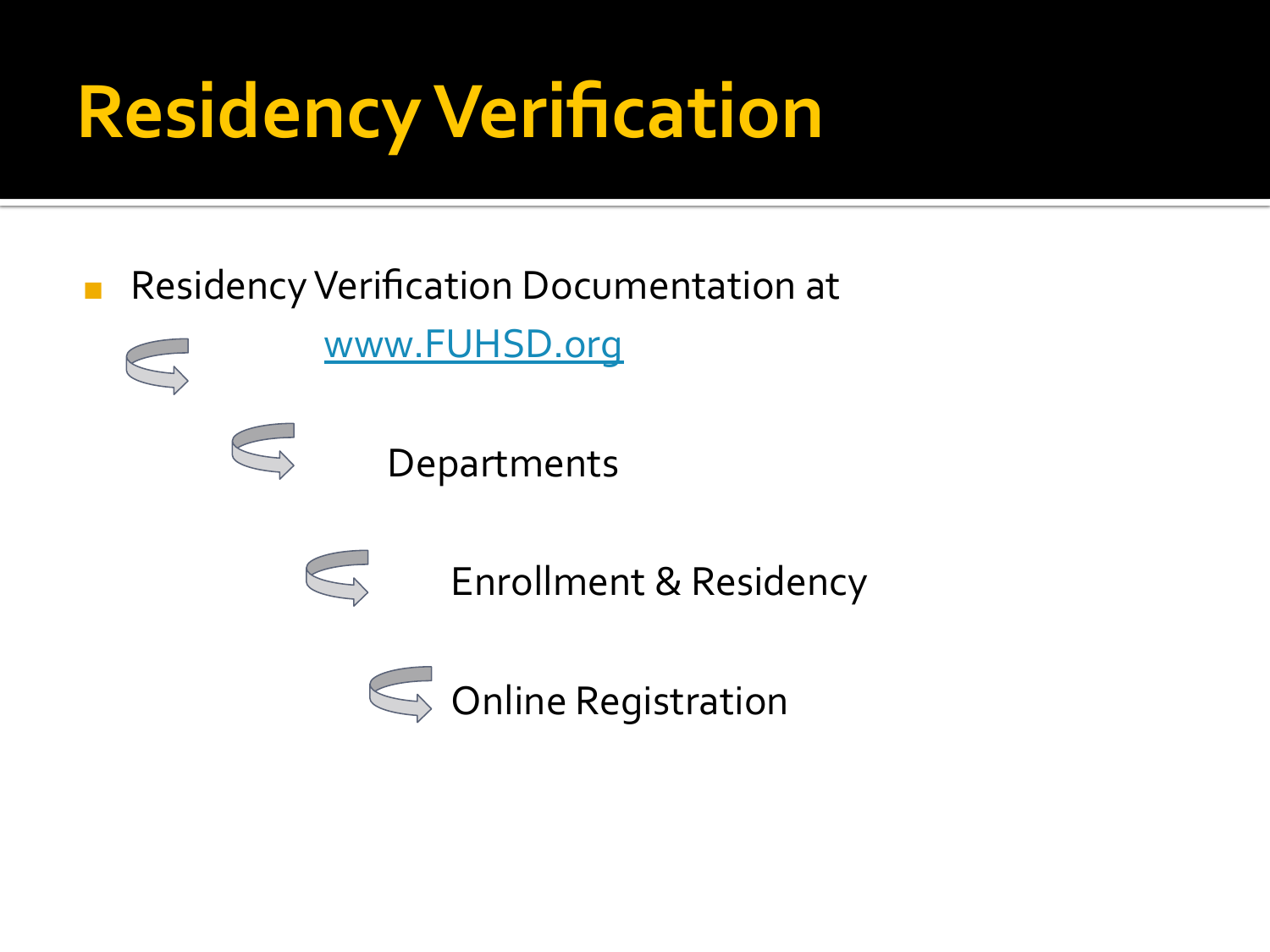# Residency Verification

- Residency Verification Documentation at
  - www.FUHSD.org
    - Departments
      - Enrollment & Residency
        - Online Registration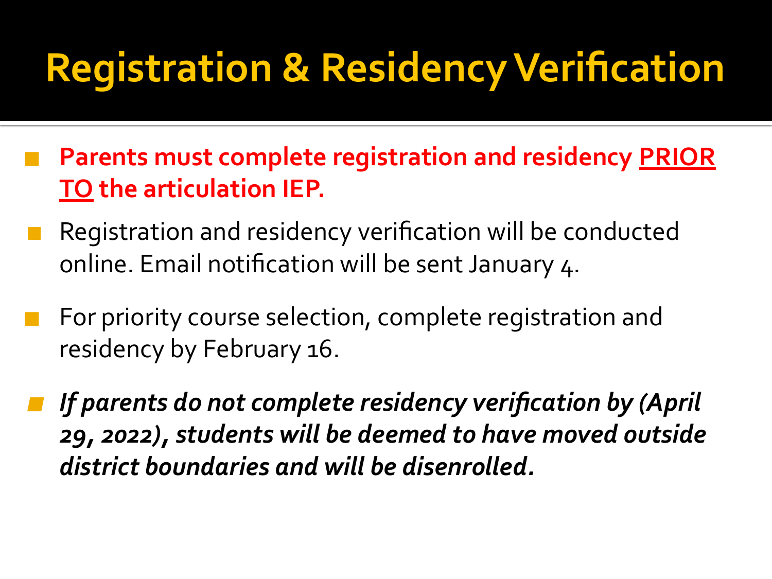# Registration & Residency Verification

- **Parents must complete registration and residency <u>PRIOR TO</u> the articulation IEP.**
- Registration and residency verification will be conducted online. Email notification will be sent January 4.
- For priority course selection, complete registration and residency by February 16.
- ***If parents do not complete residency verification by (April 29, 2022), students will be deemed to have moved outside district boundaries and will be disenrolled.***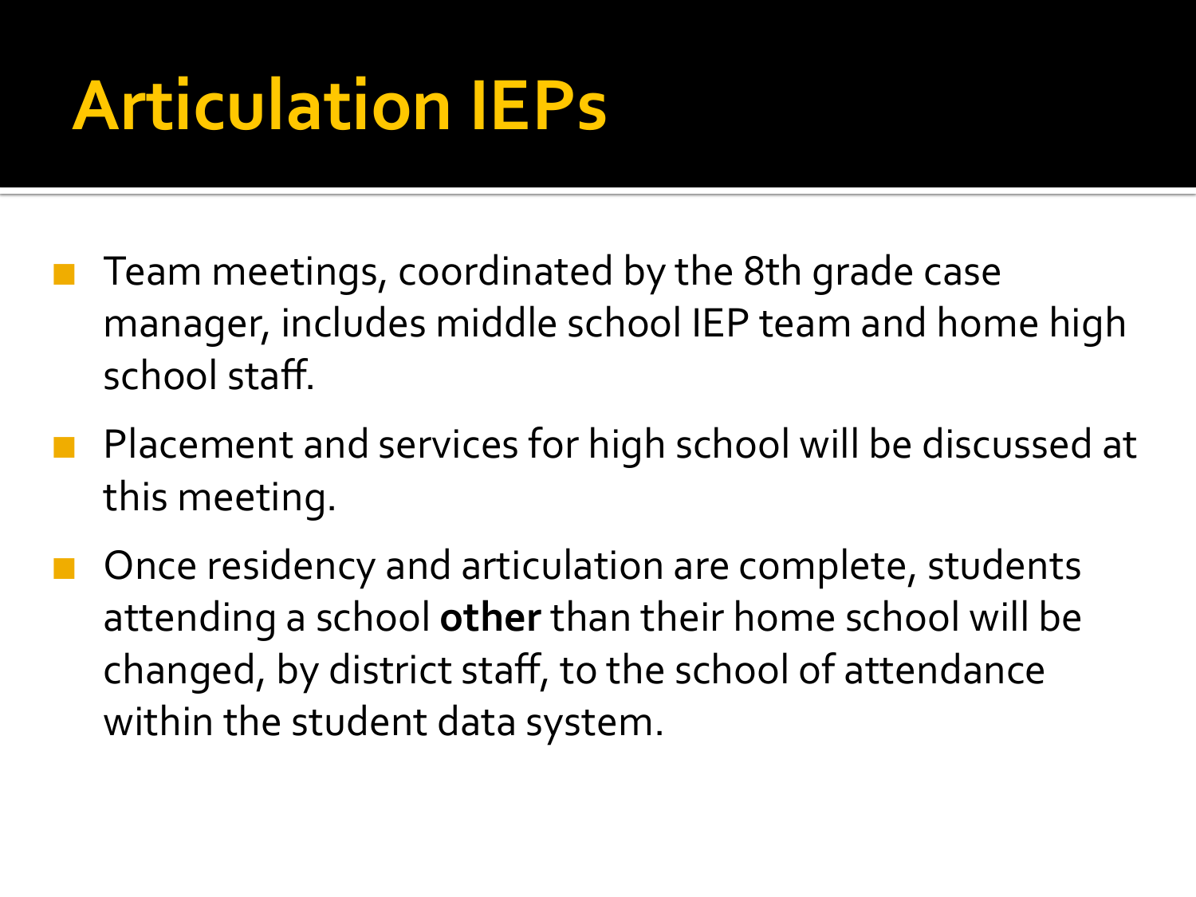# Articulation IEPs

- Team meetings, coordinated by the 8th grade case manager, includes middle school IEP team and home high school staff.
- Placement and services for high school will be discussed at this meeting.
- Once residency and articulation are complete, students attending a school **other** than their home school will be changed, by district staff, to the school of attendance within the student data system.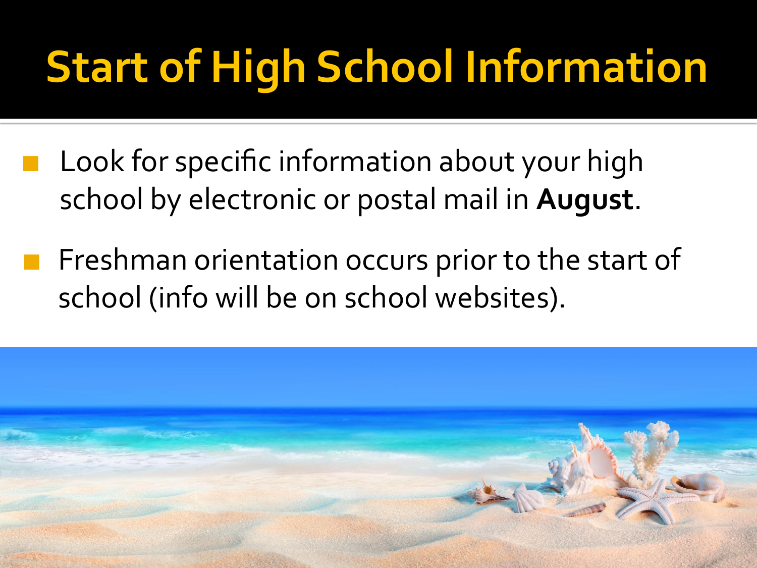# Start of High School Information

- Look for specific information about your high school by electronic or postal mail in **August**.
- Freshman orientation occurs prior to the start of school (info will be on school websites).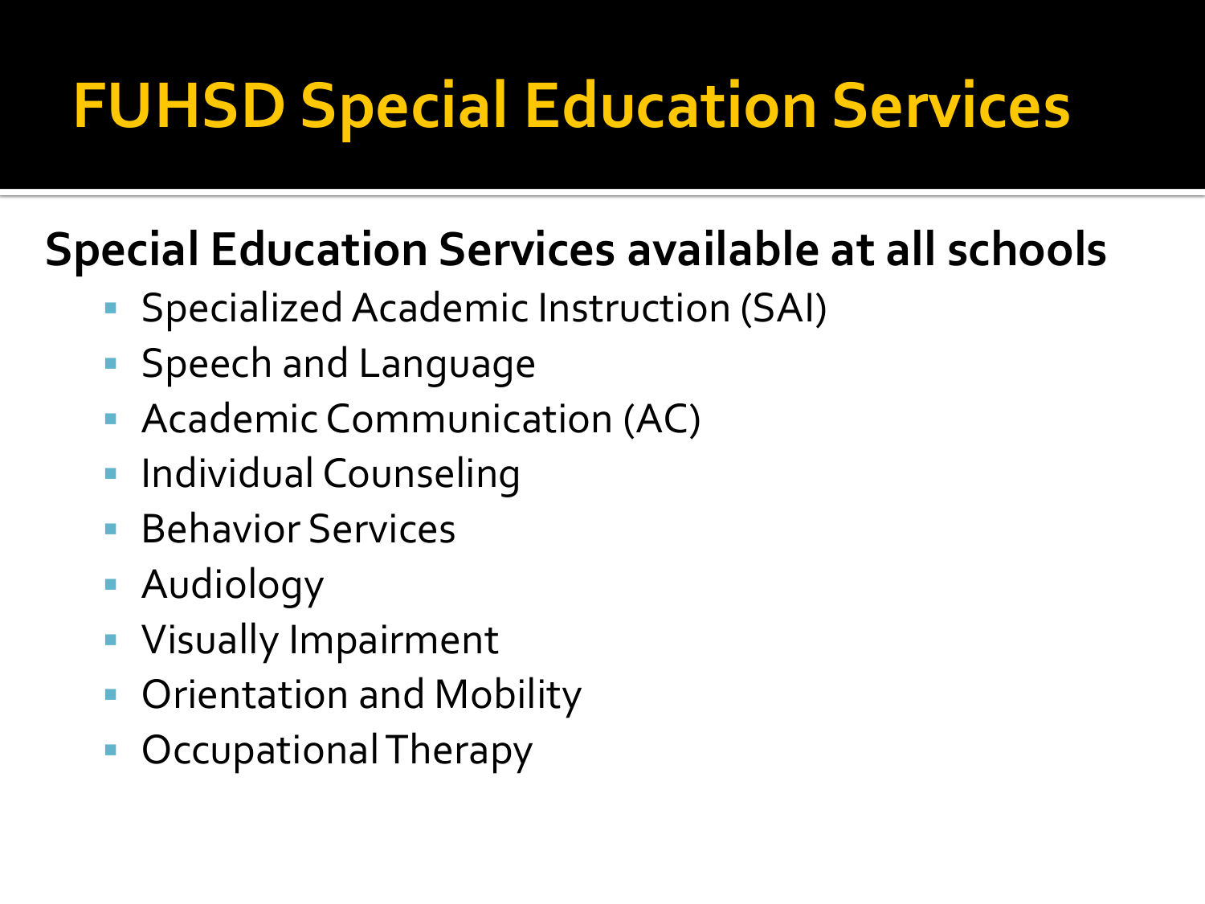# FUHSD Special Education Services

**Special Education Services available at all schools**

- Specialized Academic Instruction (SAI)
- Speech and Language
- Academic Communication (AC)
- Individual Counseling
- Behavior Services
- Audiology
- Visually Impairment
- Orientation and Mobility
- Occupational Therapy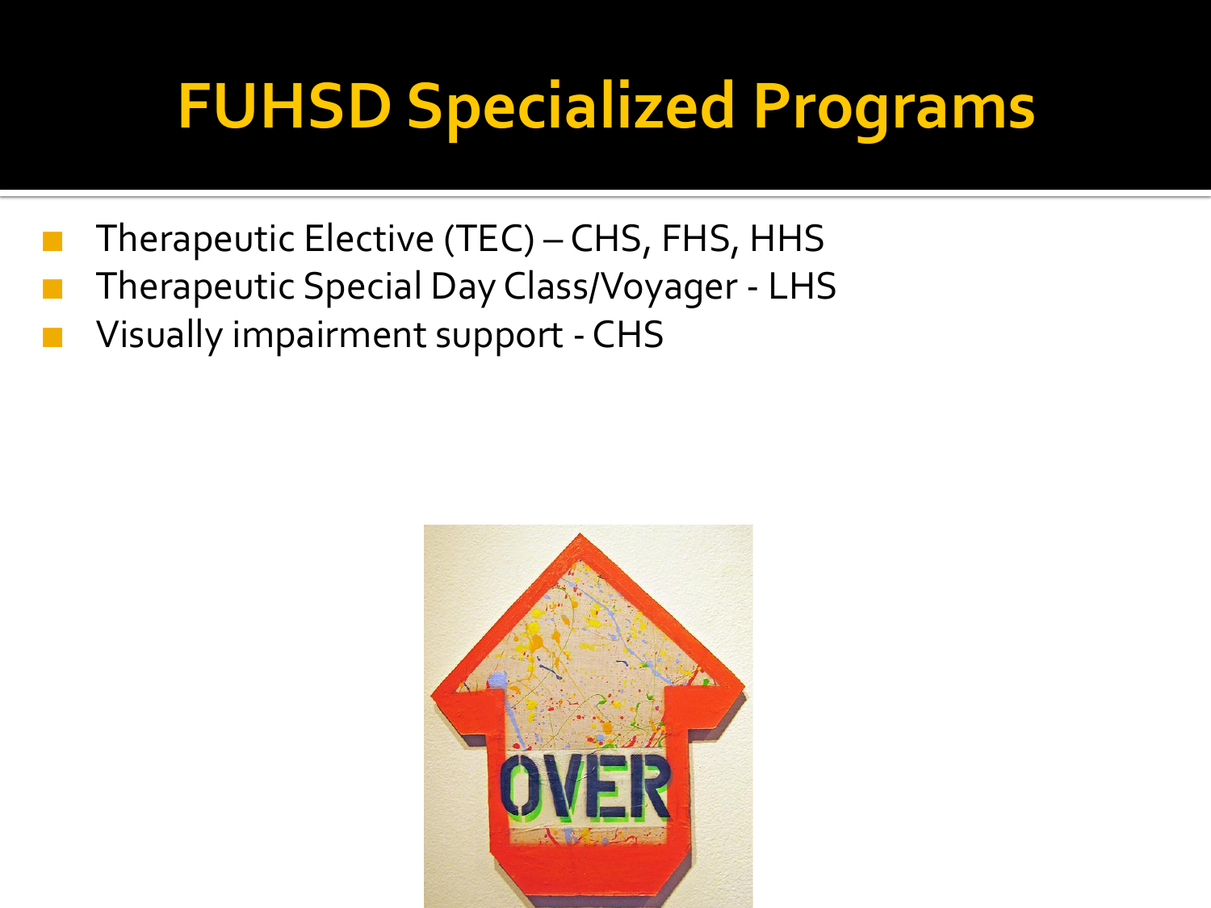# FUHSD Specialized Programs

- Therapeutic Elective (TEC) – CHS, FHS, HHS
- Therapeutic Special Day Class/Voyager - LHS
- Visually impairment support - CHS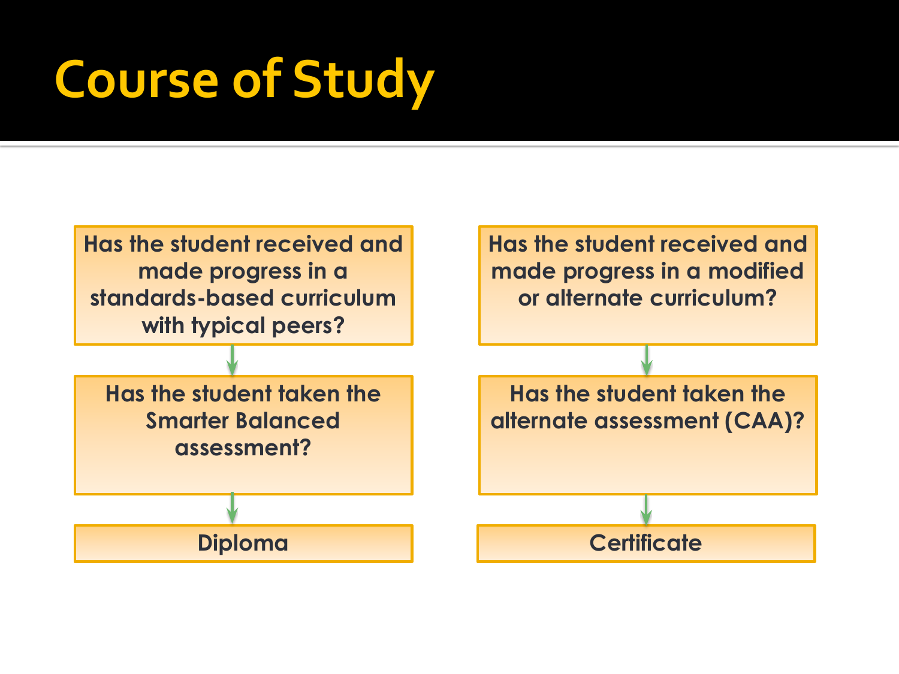# Course of Study

**Has the student received and made progress in a standards-based curriculum with typical peers?**

↓

**Has the student taken the Smarter Balanced assessment?**

↓

**Diploma**

**Has the student received and made progress in a modified or alternate curriculum?**

↓

**Has the student taken the alternate assessment (CAA)?**

↓

**Certificate**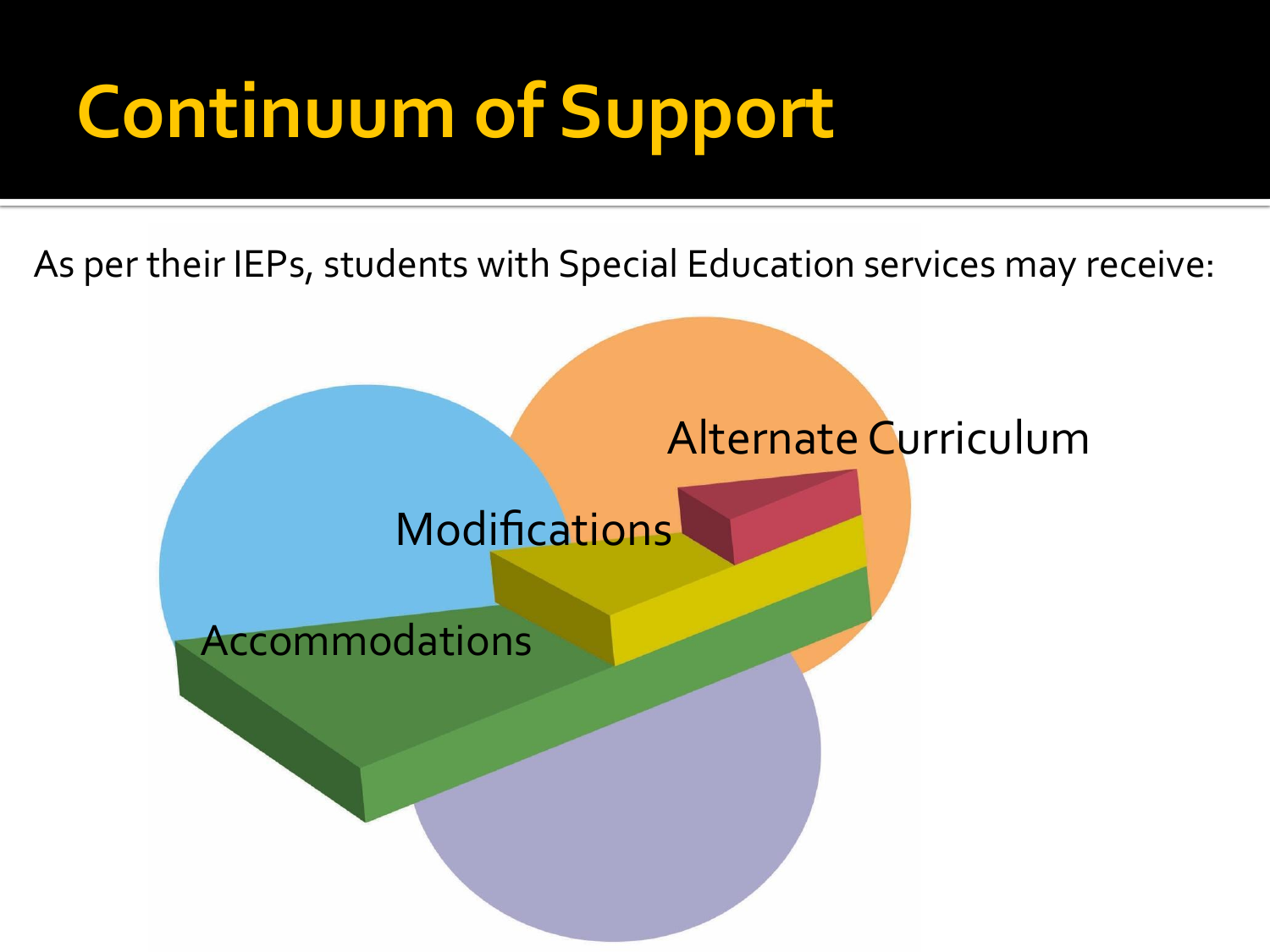# Continuum of Support

As per their IEPs, students with Special Education services may receive:

Alternate Curriculum

Modifications

Accommodations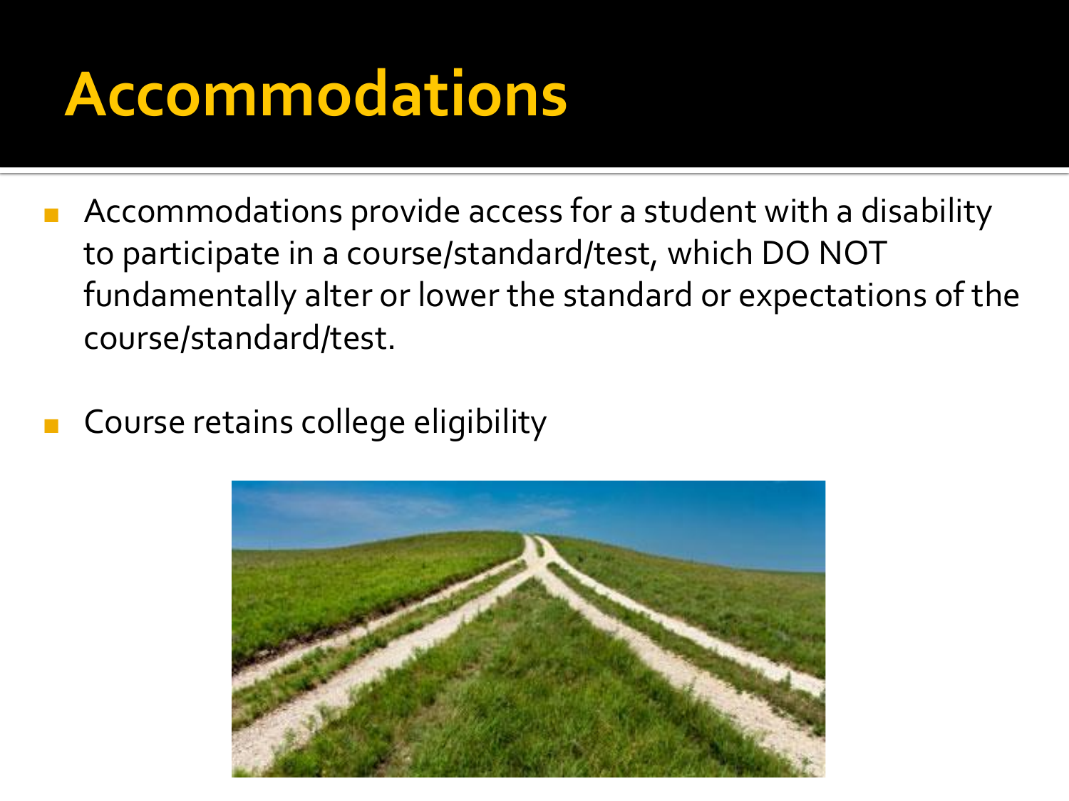# Accommodations

- Accommodations provide access for a student with a disability to participate in a course/standard/test, which DO NOT fundamentally alter or lower the standard or expectations of the course/standard/test.
- Course retains college eligibility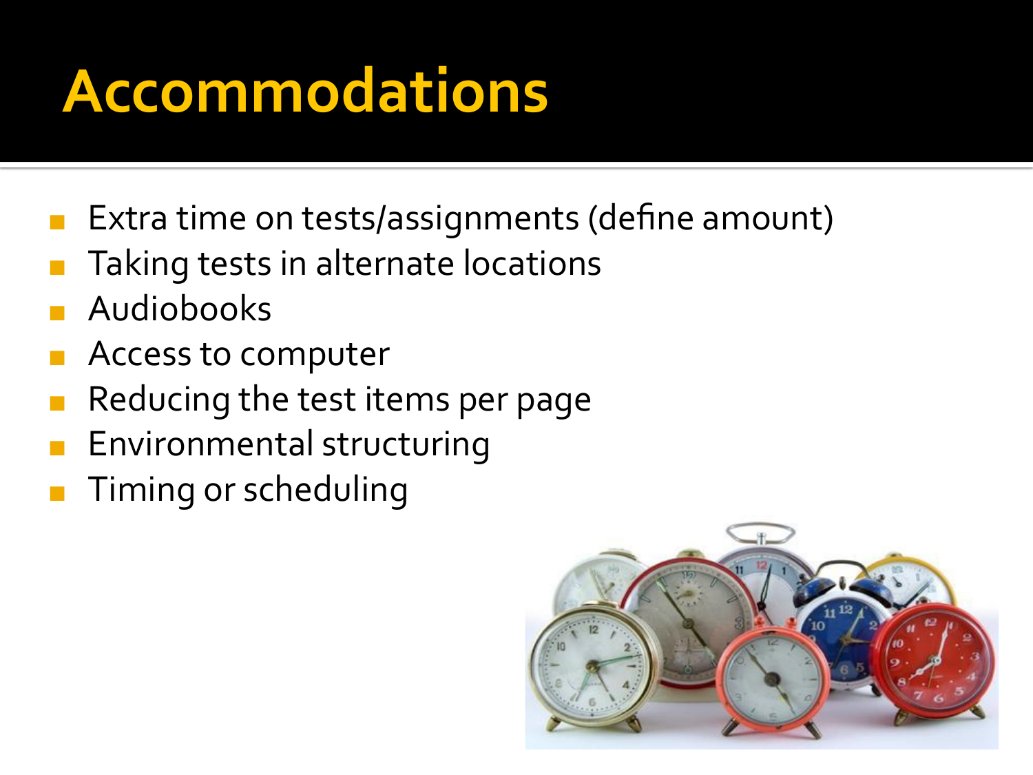# Accommodations

- Extra time on tests/assignments (define amount)
- Taking tests in alternate locations
- Audiobooks
- Access to computer
- Reducing the test items per page
- Environmental structuring
- Timing or scheduling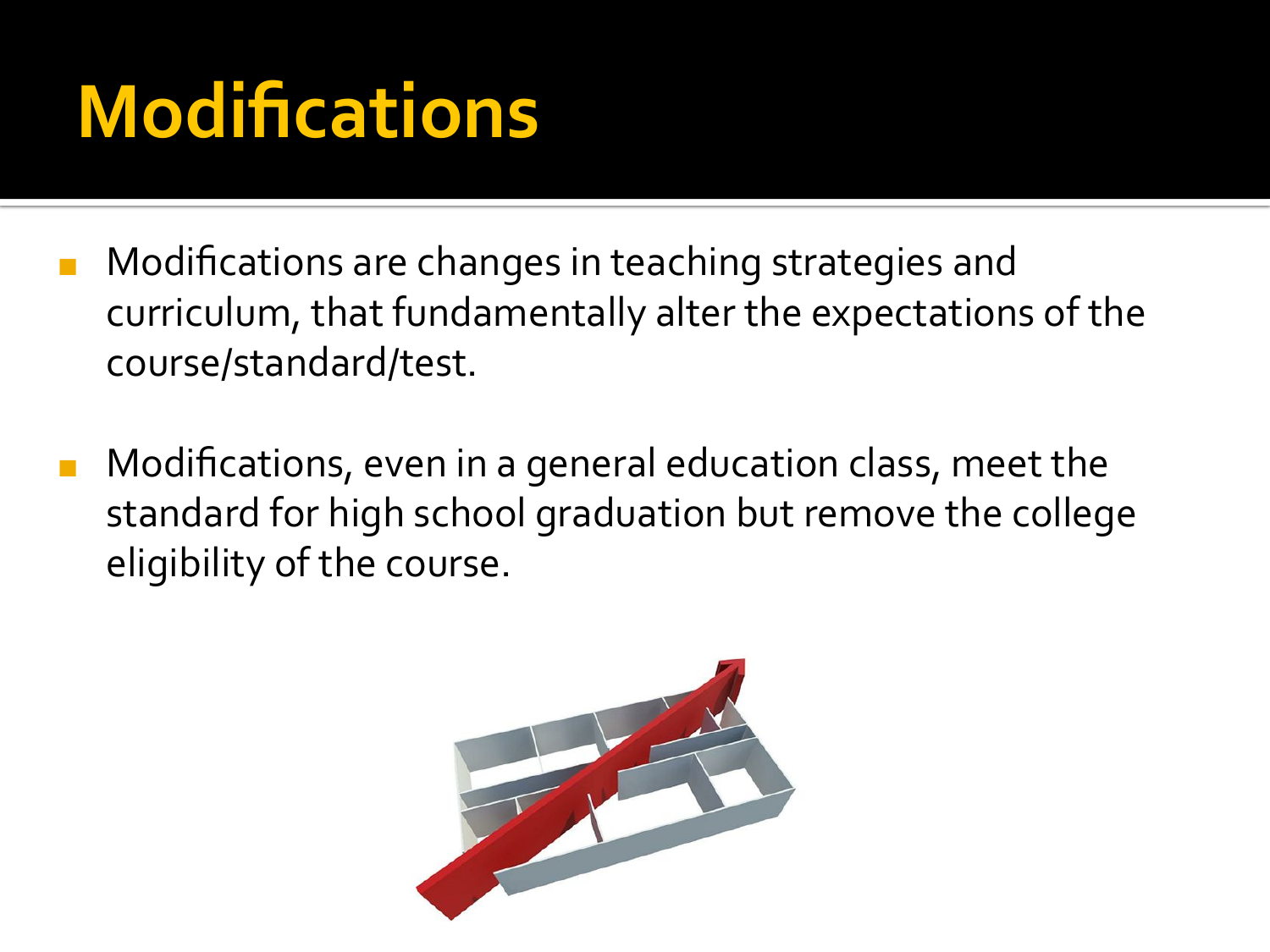# Modifications

- Modifications are changes in teaching strategies and curriculum, that fundamentally alter the expectations of the course/standard/test.
- Modifications, even in a general education class, meet the standard for high school graduation but remove the college eligibility of the course.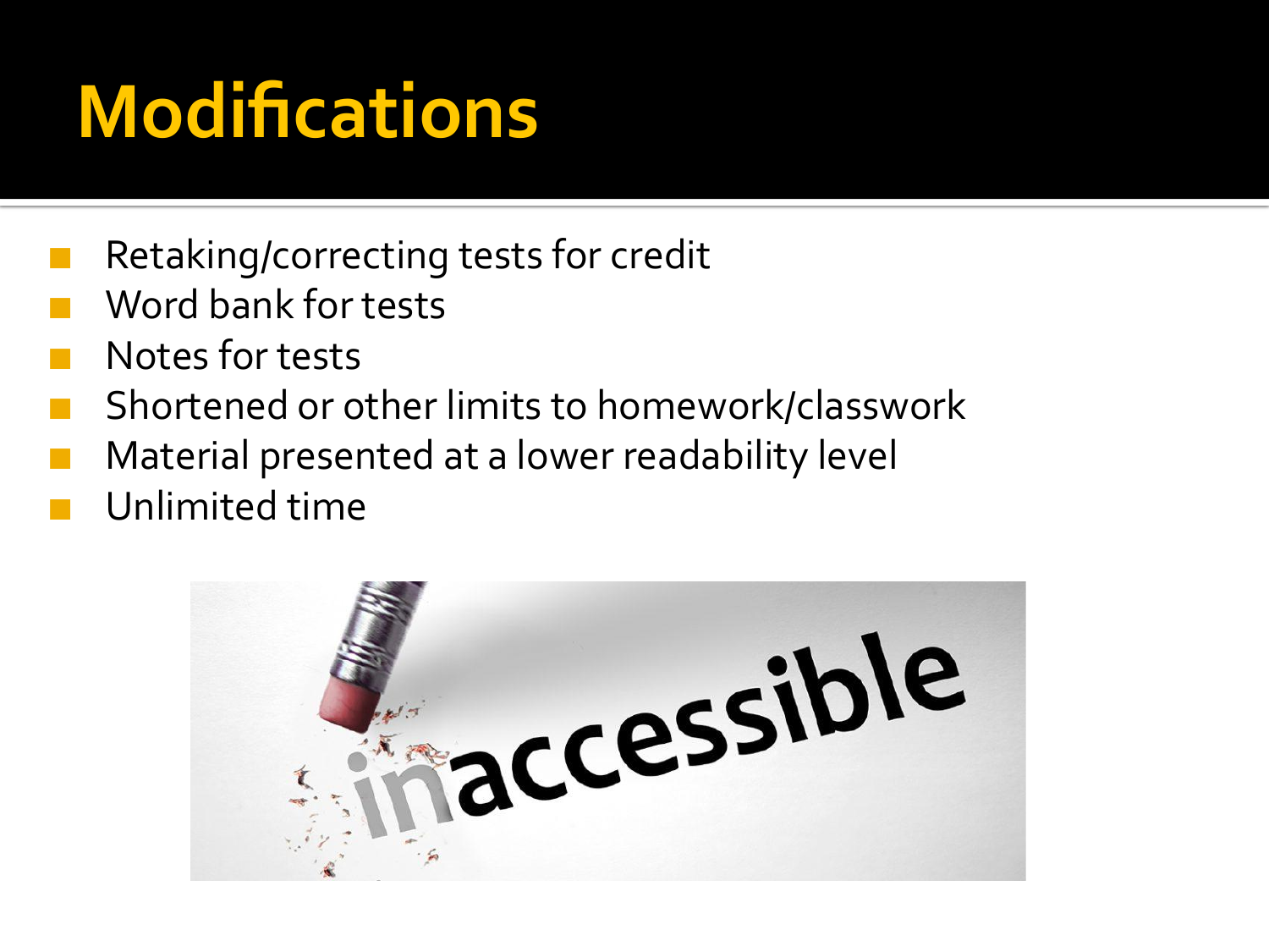# Modifications

- Retaking/correcting tests for credit
- Word bank for tests
- Notes for tests
- Shortened or other limits to homework/classwork
- Material presented at a lower readability level
- Unlimited time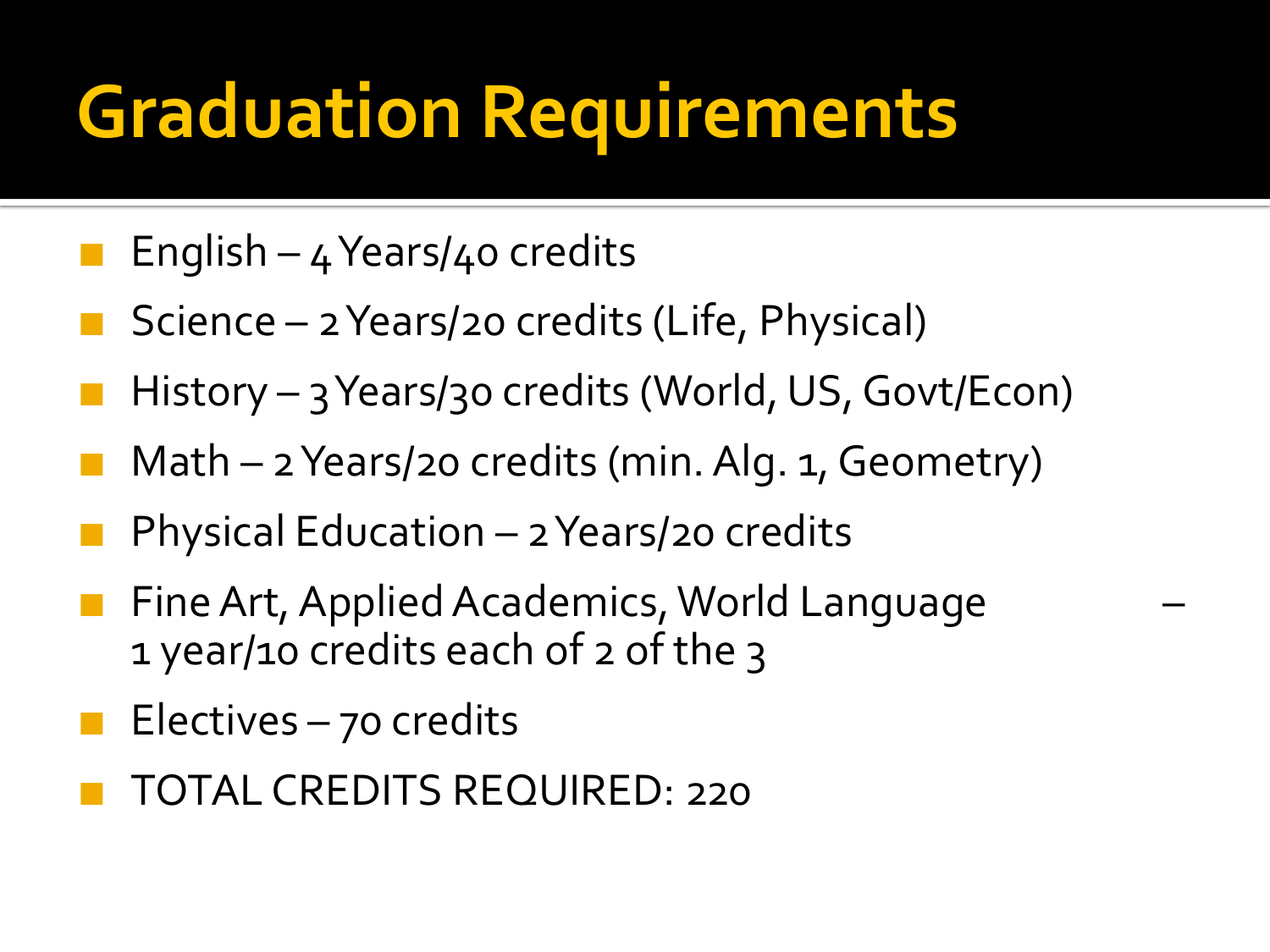# Graduation Requirements

- English – 4 Years/40 credits
- Science – 2 Years/20 credits (Life, Physical)
- History – 3 Years/30 credits (World, US, Govt/Econ)
- Math – 2 Years/20 credits (min. Alg. 1, Geometry)
- Physical Education – 2 Years/20 credits
- Fine Art, Applied Academics, World Language – 1 year/10 credits each of 2 of the 3
- Electives – 70 credits
- TOTAL CREDITS REQUIRED: 220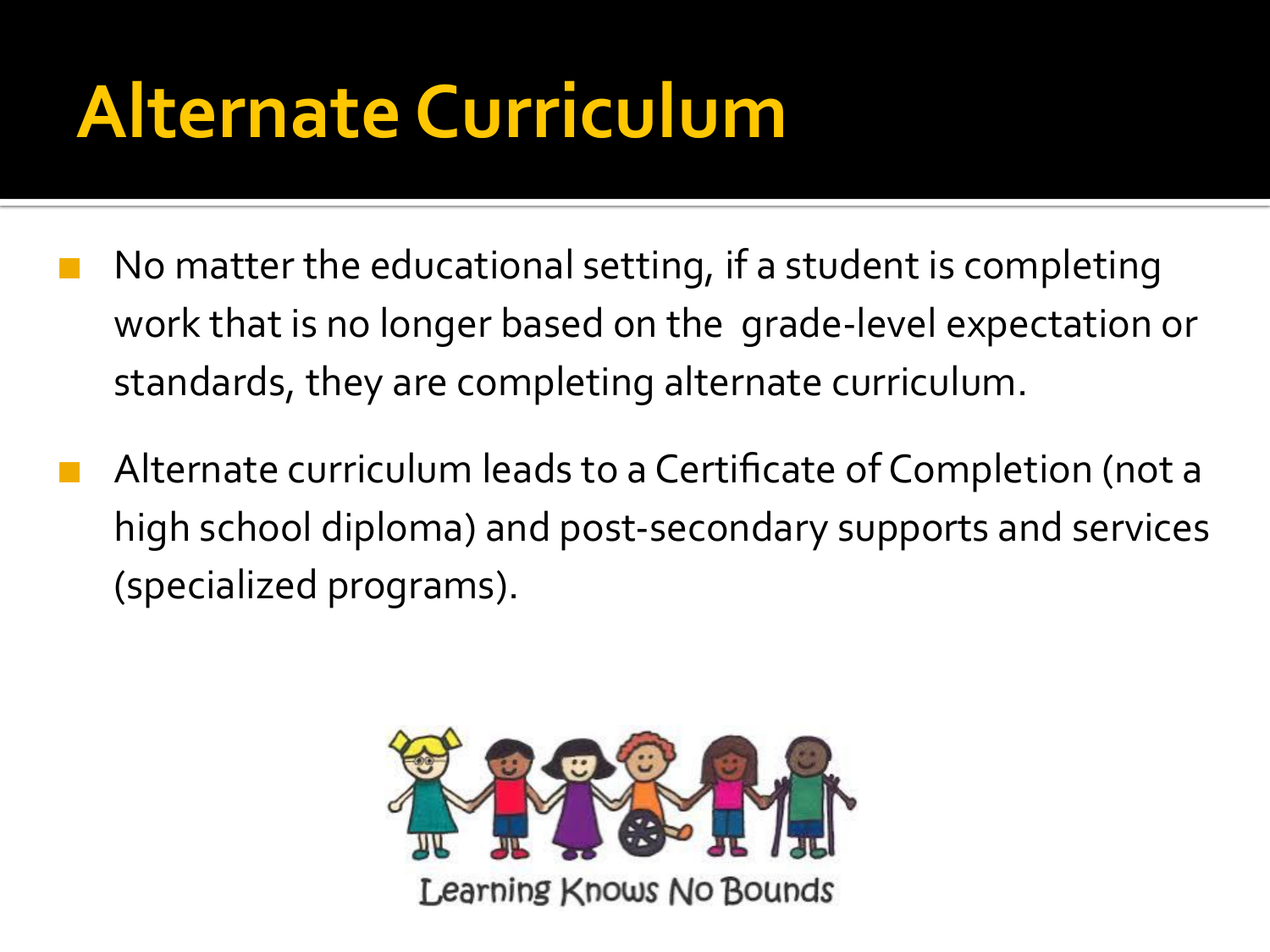# Alternate Curriculum

- No matter the educational setting, if a student is completing work that is no longer based on the grade-level expectation or standards, they are completing alternate curriculum.
- Alternate curriculum leads to a Certificate of Completion (not a high school diploma) and post-secondary supports and services (specialized programs).

Learning Knows No Bounds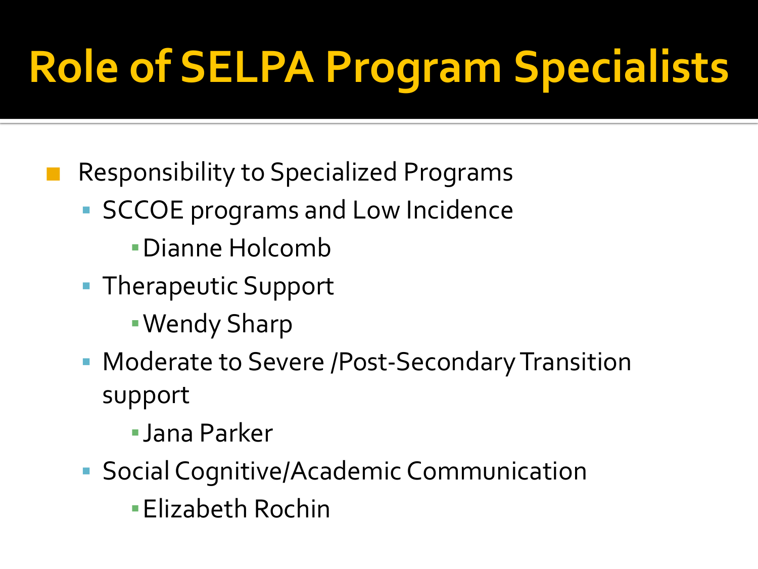# Role of SELPA Program Specialists

- Responsibility to Specialized Programs
  - SCCOE programs and Low Incidence
    - Dianne Holcomb
  - Therapeutic Support
    - Wendy Sharp
  - Moderate to Severe /Post-Secondary Transition support
    - Jana Parker
  - Social Cognitive/Academic Communication
    - Elizabeth Rochin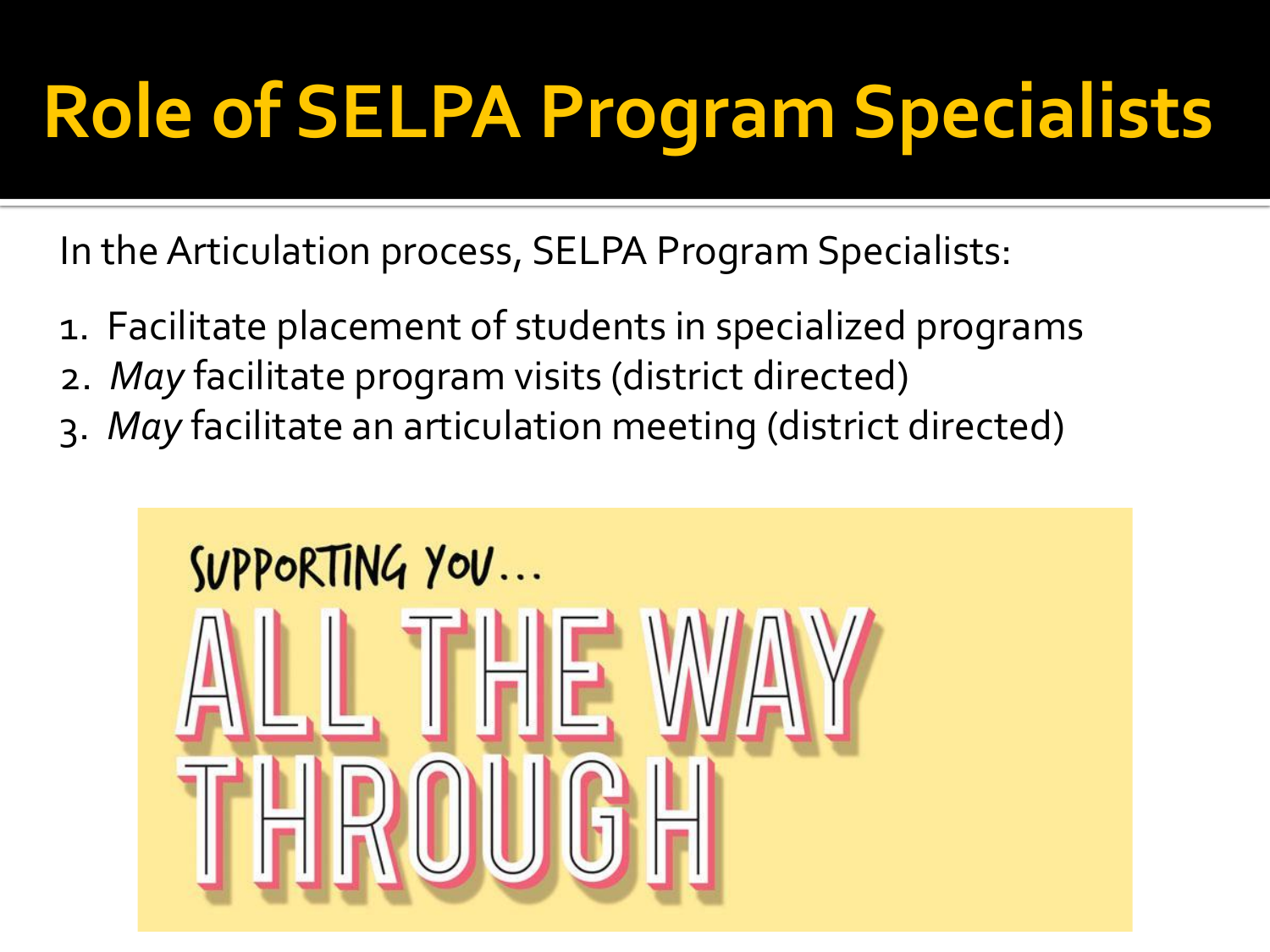# Role of SELPA Program Specialists

In the Articulation process, SELPA Program Specialists:

1. Facilitate placement of students in specialized programs
2. *May* facilitate program visits (district directed)
3. *May* facilitate an articulation meeting (district directed)

SUPPORTING YOU…
ALL THE WAY THROUGH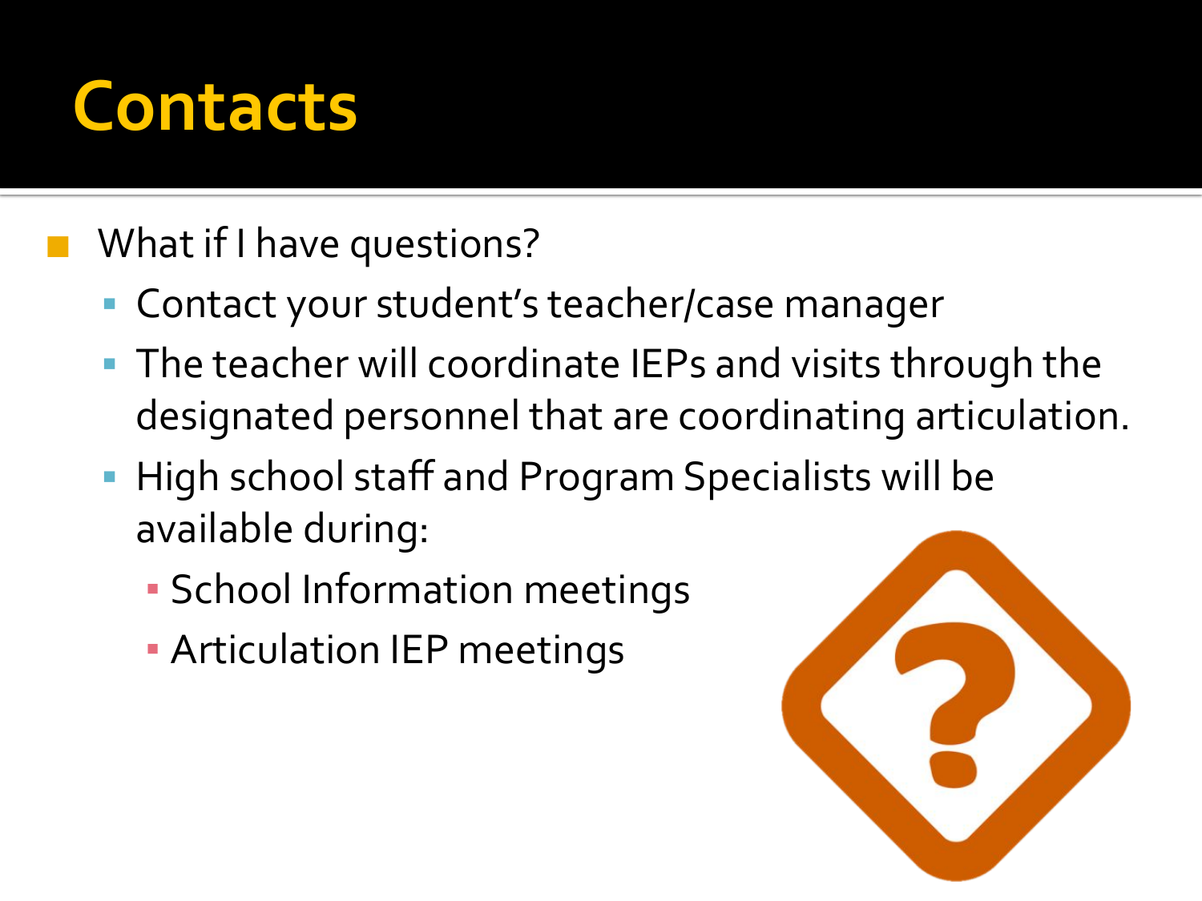# Contacts

- What if I have questions?
  - Contact your student's teacher/case manager
  - The teacher will coordinate IEPs and visits through the designated personnel that are coordinating articulation.
  - High school staff and Program Specialists will be available during:
    - School Information meetings
    - Articulation IEP meetings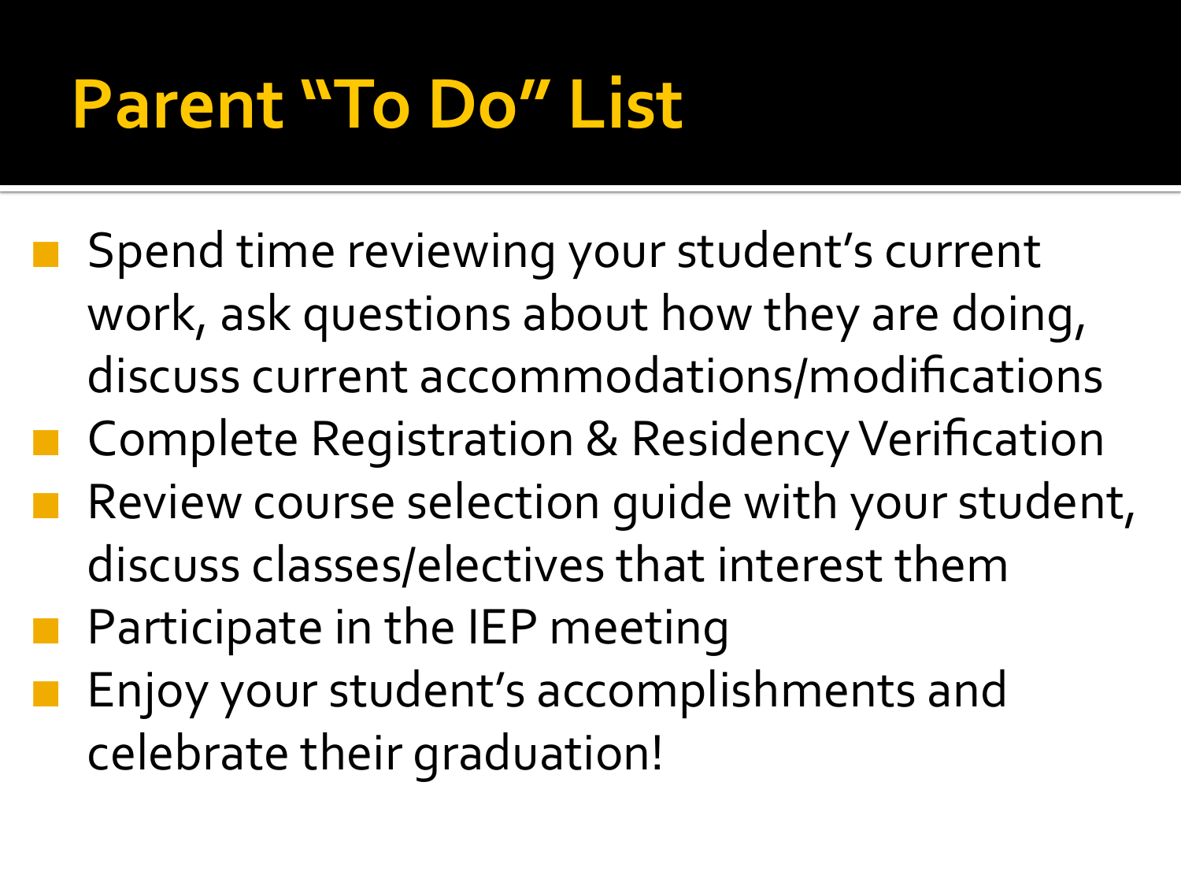# Parent "To Do" List

- Spend time reviewing your student's current work, ask questions about how they are doing, discuss current accommodations/modifications
- Complete Registration & Residency Verification
- Review course selection guide with your student, discuss classes/electives that interest them
- Participate in the IEP meeting
- Enjoy your student's accomplishments and celebrate their graduation!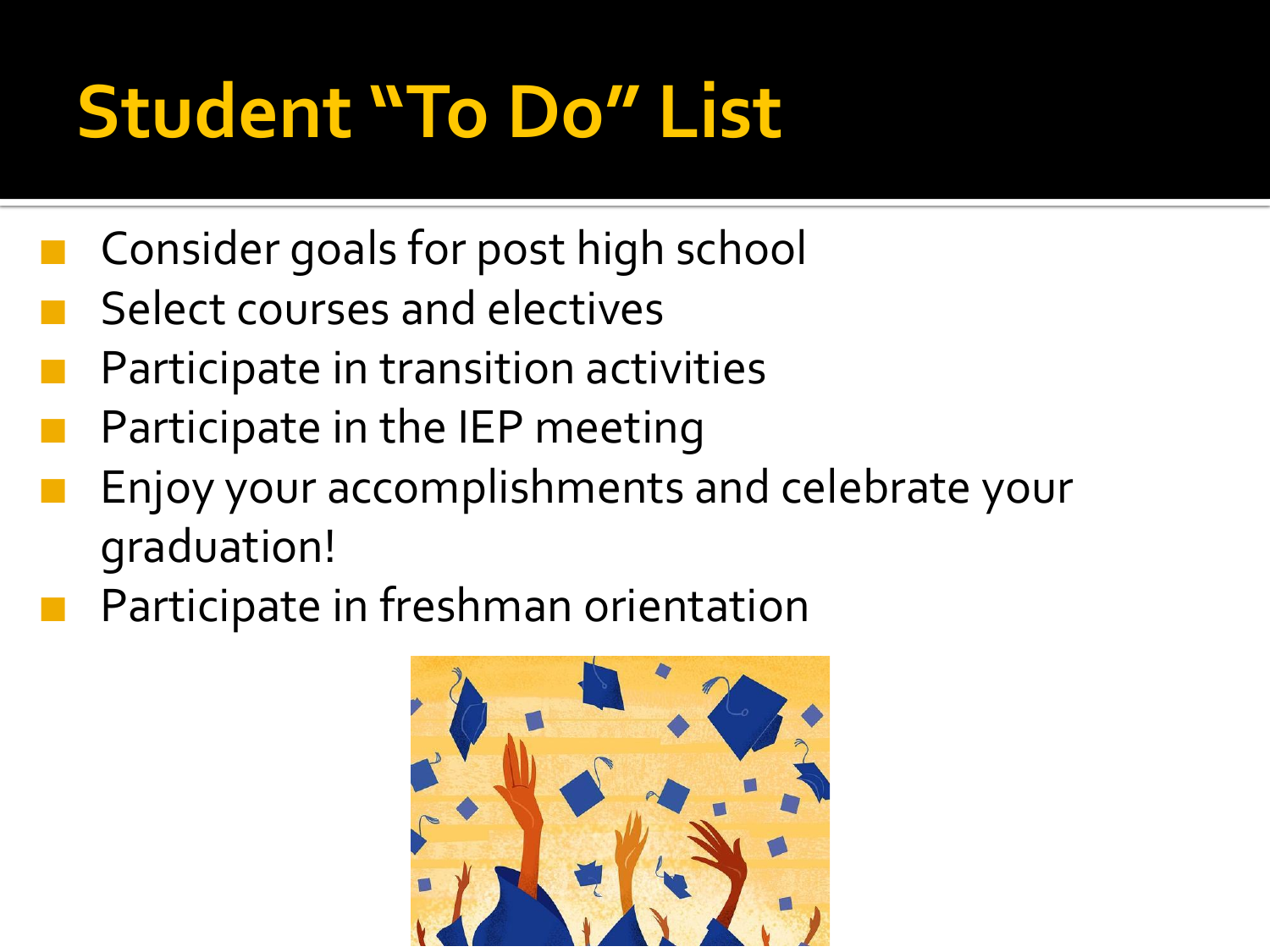# Student "To Do" List

- Consider goals for post high school
- Select courses and electives
- Participate in transition activities
- Participate in the IEP meeting
- Enjoy your accomplishments and celebrate your graduation!
- Participate in freshman orientation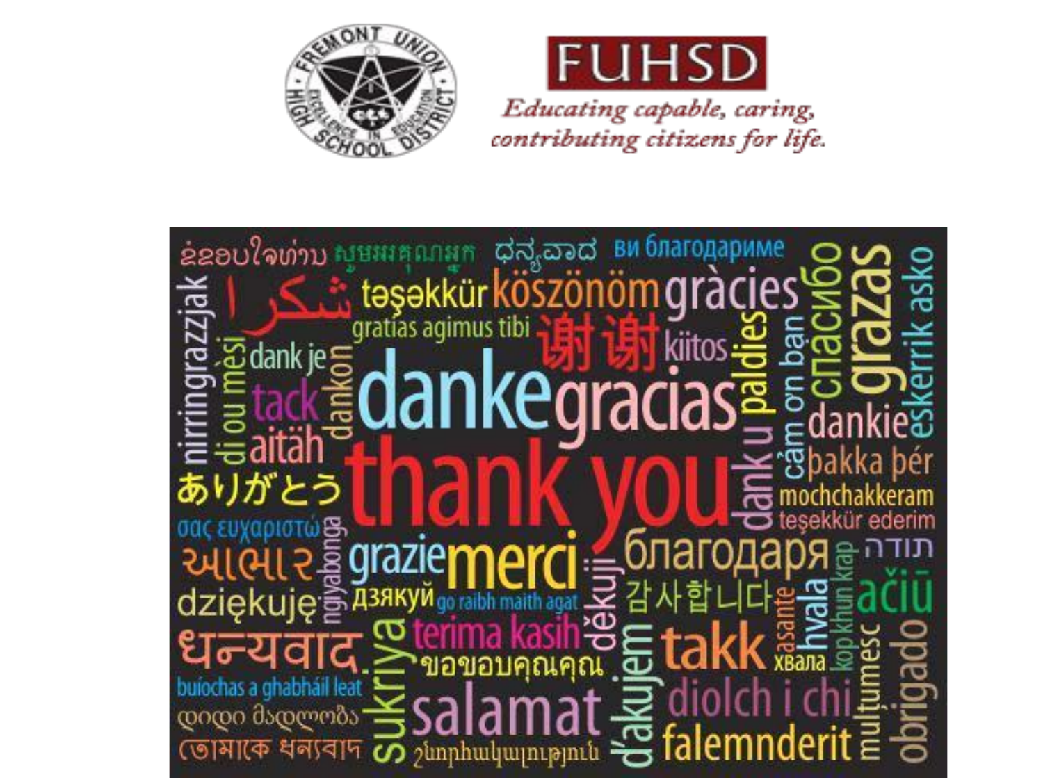FUHSD

*Educating capable, caring, contributing citizens for life.*